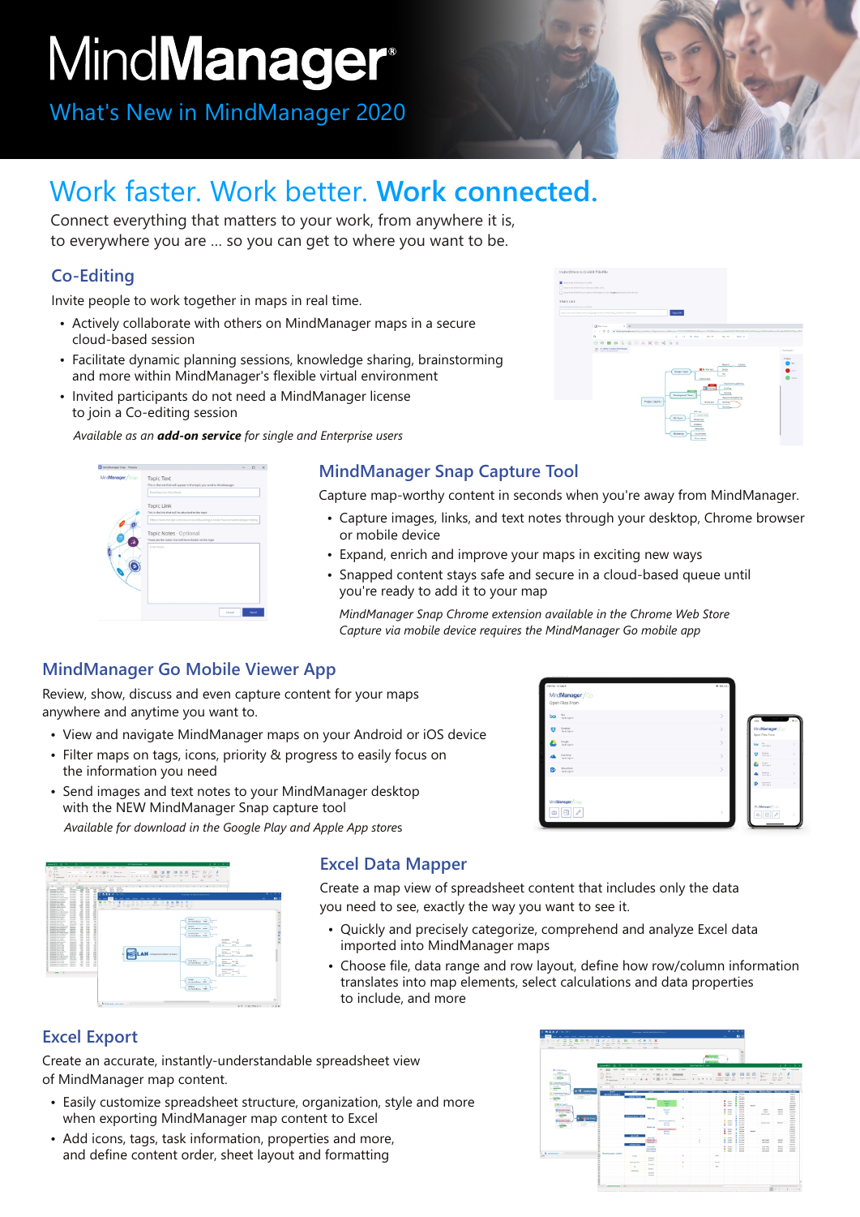# MindManager®

## What's New in MindManager 2020

# Work faster. Work better. **Work connected.**

Connect everything that matters to your work, from anywhere it is, to everywhere you are ... so you can get to where you want to be.

## Co-Editing

Invite people to work together in maps in real time.

- Actively collaborate with others on MindManager maps in a secure cloud-based session
- Facilitate dynamic planning sessions, knowledge sharing, brainstorming and more within MindManager's flexible virtual environment
- Invited participants do not need a MindManager license to join a co-editing session

*Available as an **add-on service** for single and Enterprise users*

## MindManager Snap Capture Tool

Capture map-worthy content in seconds when you're away from MindManager.

- Capture images, links, and text notes through your desktop, Chrome browser or mobile device
- Expand, enrich and improve your maps in exciting new ways
- Snapped content stays safe and secure in a cloud-based queue until you're ready to add it to your map

*MindManager Snap Chrome extension available in the Chrome Web Store*
*Capture via mobile device requires the MindManager Go mobile app*

## MindManager Go Mobile Viewer App

Review, show, discuss and even capture content for your maps anywhere and anytime you want to.

- View and navigate MindManager maps on your Android or iOS device
- Filter maps on tags, icons, priority & progress to easily focus on the information you need
- Send images and text notes to your MindManager desktop with the NEW MindManager Snap capture tool

*Available for download in the Google Play and Apple App stores*

## Excel Data Mapper

Create a map view of spreadsheet content that includes only the data you need to see, exactly the way you want to see it.

- Quickly and precisely categorize, comprehend and analyze Excel data imported into MindManager maps
- Choose file, data range and row layout, define how row/column information translates into map elements, select calculations and data properties to include, and more

## Excel Export

Create an accurate, instantly-understandable spreadsheet view of MindManager map content.

- Easily customize spreadsheet structure, organization, style and more when exporting MindManager map content to Excel
- Add icons, tags, task information, properties and more, and define content order, sheet layout and formatting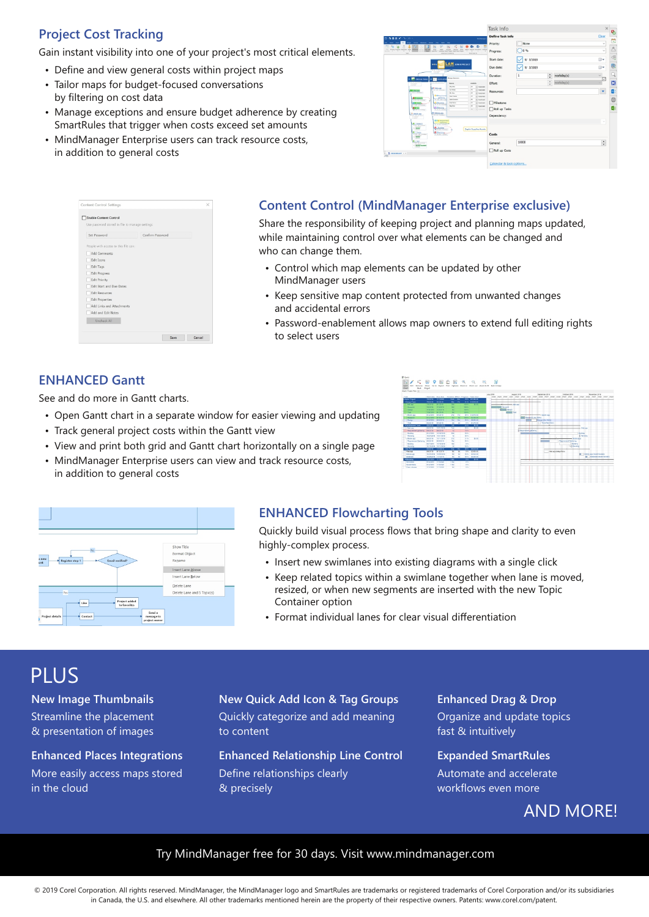## Project Cost Tracking

Gain instant visibility into one of your project's most critical elements.

- Define and view general costs within project maps
- Tailor maps for budget-focused conversations by filtering on cost data
- Manage exceptions and ensure budget adherence by creating SmartRules that trigger when costs exceed set amounts
- MindManager Enterprise users can track resource costs, in addition to general costs

## Content Control (MindManager Enterprise exclusive)

Share the responsibility of keeping project and planning maps updated, while maintaining control over what elements can be changed and who can change them.

- Control which map elements can be updated by other MindManager users
- Keep sensitive map content protected from unwanted changes and accidental errors
- Password-enablement allows map owners to extend full editing rights to select users

## ENHANCED Gantt

See and do more in Gantt charts.

- Open Gantt chart in a separate window for easier viewing and updating
- Track general project costs within the Gantt view
- View and print both grid and Gantt chart horizontally on a single page
- MindManager Enterprise users can view and track resource costs, in addition to general costs

## ENHANCED Flowcharting Tools

Quickly build visual process flows that bring shape and clarity to even highly-complex process.

- Insert new swimlanes into existing diagrams with a single click
- Keep related topics within a swimlane together when lane is moved, resized, or when new segments are inserted with the new Topic Container option
- Format individual lanes for clear visual differentiation

# PLUS

**New Image Thumbnails**
Streamline the placement & presentation of images

**New Quick Add Icon & Tag Groups**
Quickly categorize and add meaning to content

**Enhanced Drag & Drop**
Organize and update topics fast & intuitively

**Enhanced Places Integrations**
More easily access maps stored in the cloud

**Enhanced Relationship Line Control**
Define relationships clearly & precisely

**Expanded SmartRules**
Automate and accelerate workflows even more

AND MORE!

Try MindManager free for 30 days. Visit www.mindmanager.com

© 2019 Corel Corporation. All rights reserved. MindManager, the MindManager logo and SmartRules are trademarks or registered trademarks of Corel Corporation and/or its subsidiaries in Canada, the U.S. and elsewhere. All other trademarks mentioned herein are the property of their respective owners. Patents: www.corel.com/patent.